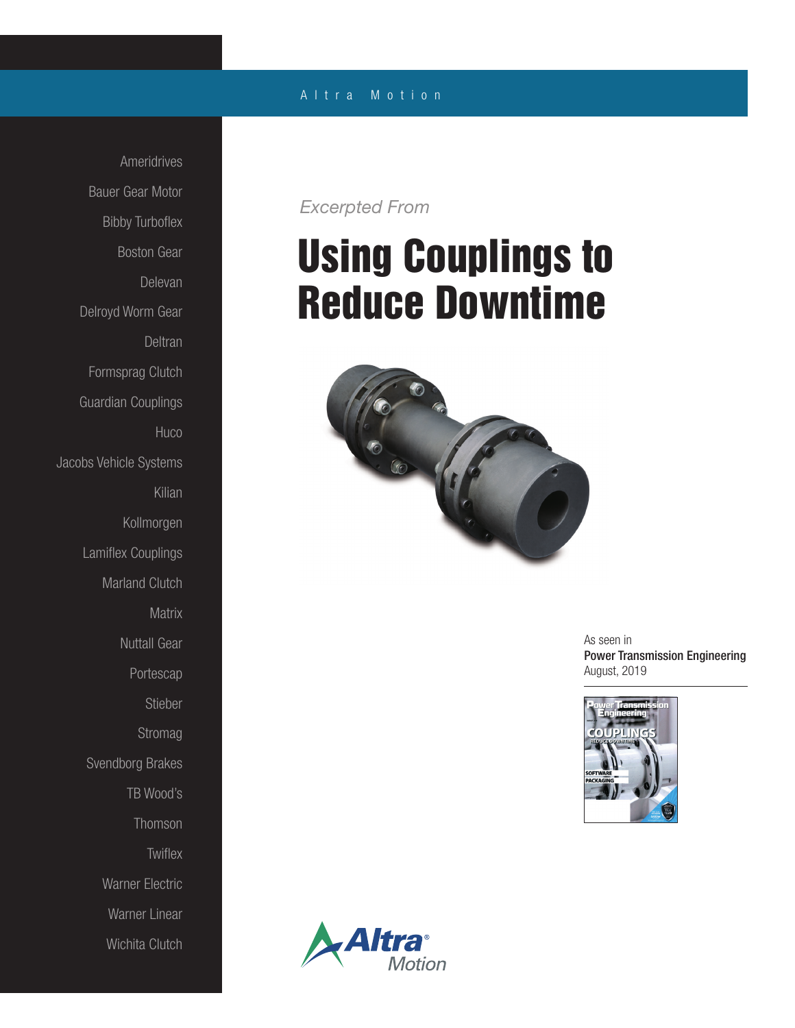Altra Motion

Ameridrives
Bauer Gear Motor
Bibby Turboflex
Boston Gear
Delevan
Delroyd Worm Gear
Deltran
Formsprag Clutch
Guardian Couplings
Huco
Jacobs Vehicle Systems
Kilian
Kollmorgen
Lamiflex Couplings
Marland Clutch
Matrix
Nuttall Gear
Portescap
Stieber
Stromag
Svendborg Brakes
TB Wood's
Thomson
Twiflex
Warner Electric
Warner Linear
Wichita Clutch

*Excerpted From*

# Using Couplings to Reduce Downtime

As seen in
**Power Transmission Engineering**
August, 2019

Altra Motion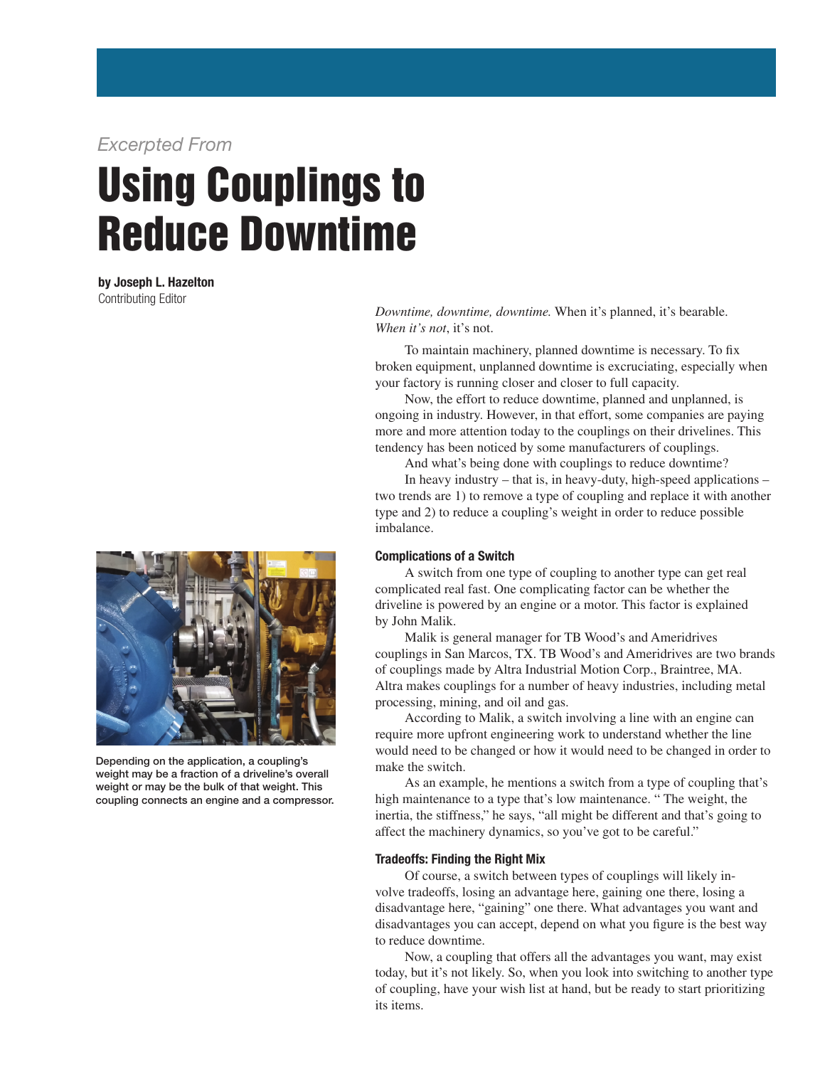*Excerpted From*

# Using Couplings to Reduce Downtime

**by Joseph L. Hazelton**
Contributing Editor

*Downtime, downtime, downtime.* When it's planned, it's bearable. *When it's not*, it's not.

To maintain machinery, planned downtime is necessary. To fix broken equipment, unplanned downtime is excruciating, especially when your factory is running closer and closer to full capacity.

Now, the effort to reduce downtime, planned and unplanned, is ongoing in industry. However, in that effort, some companies are paying more and more attention today to the couplings on their drivelines. This tendency has been noticed by some manufacturers of couplings.

And what's being done with couplings to reduce downtime?

In heavy industry – that is, in heavy-duty, high-speed applications – two trends are 1) to remove a type of coupling and replace it with another type and 2) to reduce a coupling's weight in order to reduce possible imbalance.

Depending on the application, a coupling's weight may be a fraction of a driveline's overall weight or may be the bulk of that weight. This coupling connects an engine and a compressor.

#### Complications of a Switch

A switch from one type of coupling to another type can get real complicated real fast. One complicating factor can be whether the driveline is powered by an engine or a motor. This factor is explained by John Malik.

Malik is general manager for TB Wood's and Ameridrives couplings in San Marcos, TX. TB Wood's and Ameridrives are two brands of couplings made by Altra Industrial Motion Corp., Braintree, MA. Altra makes couplings for a number of heavy industries, including metal processing, mining, and oil and gas.

According to Malik, a switch involving a line with an engine can require more upfront engineering work to understand whether the line would need to be changed or how it would need to be changed in order to make the switch.

As an example, he mentions a switch from a type of coupling that's high maintenance to a type that's low maintenance. " The weight, the inertia, the stiffness," he says, "all might be different and that's going to affect the machinery dynamics, so you've got to be careful."

#### Tradeoffs: Finding the Right Mix

Of course, a switch between types of couplings will likely involve tradeoffs, losing an advantage here, gaining one there, losing a disadvantage here, "gaining" one there. What advantages you want and disadvantages you can accept, depend on what you figure is the best way to reduce downtime.

Now, a coupling that offers all the advantages you want, may exist today, but it's not likely. So, when you look into switching to another type of coupling, have your wish list at hand, but be ready to start prioritizing its items.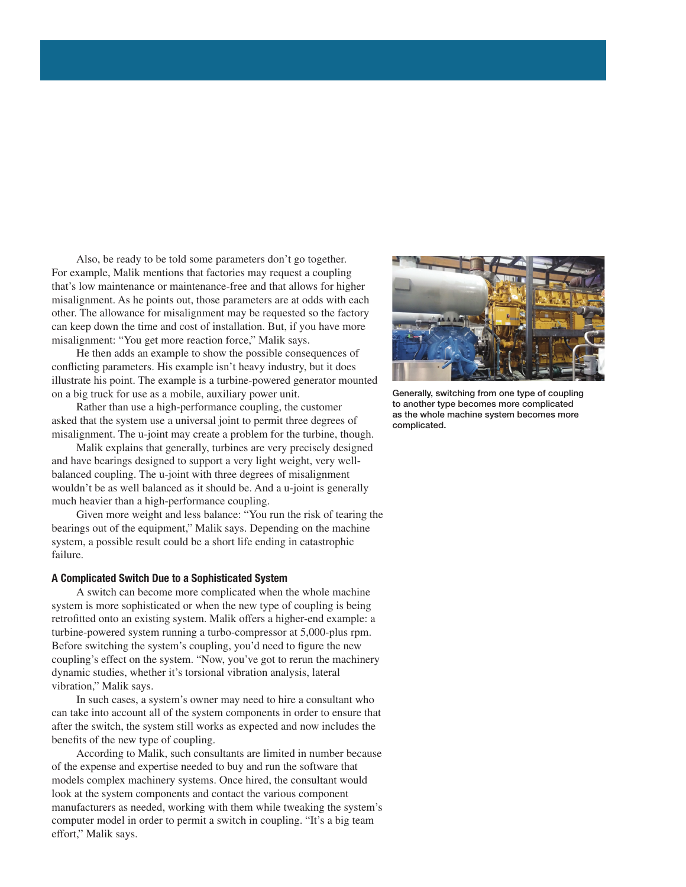Also, be ready to be told some parameters don't go together. For example, Malik mentions that factories may request a coupling that's low maintenance or maintenance-free and that allows for higher misalignment. As he points out, those parameters are at odds with each other. The allowance for misalignment may be requested so the factory can keep down the time and cost of installation. But, if you have more misalignment: "You get more reaction force," Malik says.

He then adds an example to show the possible consequences of conflicting parameters. His example isn't heavy industry, but it does illustrate his point. The example is a turbine-powered generator mounted on a big truck for use as a mobile, auxiliary power unit.

Rather than use a high-performance coupling, the customer asked that the system use a universal joint to permit three degrees of misalignment. The u-joint may create a problem for the turbine, though.

Malik explains that generally, turbines are very precisely designed and have bearings designed to support a very light weight, very well-balanced coupling. The u-joint with three degrees of misalignment wouldn't be as well balanced as it should be. And a u-joint is generally much heavier than a high-performance coupling.

Given more weight and less balance: "You run the risk of tearing the bearings out of the equipment," Malik says. Depending on the machine system, a possible result could be a short life ending in catastrophic failure.

#### A Complicated Switch Due to a Sophisticated System

A switch can become more complicated when the whole machine system is more sophisticated or when the new type of coupling is being retrofitted onto an existing system. Malik offers a higher-end example: a turbine-powered system running a turbo-compressor at 5,000-plus rpm. Before switching the system's coupling, you'd need to figure the new coupling's effect on the system. "Now, you've got to rerun the machinery dynamic studies, whether it's torsional vibration analysis, lateral vibration," Malik says.

In such cases, a system's owner may need to hire a consultant who can take into account all of the system components in order to ensure that after the switch, the system still works as expected and now includes the benefits of the new type of coupling.

According to Malik, such consultants are limited in number because of the expense and expertise needed to buy and run the software that models complex machinery systems. Once hired, the consultant would look at the system components and contact the various component manufacturers as needed, working with them while tweaking the system's computer model in order to permit a switch in coupling. "It's a big team effort," Malik says.

Generally, switching from one type of coupling to another type becomes more complicated as the whole machine system becomes more complicated.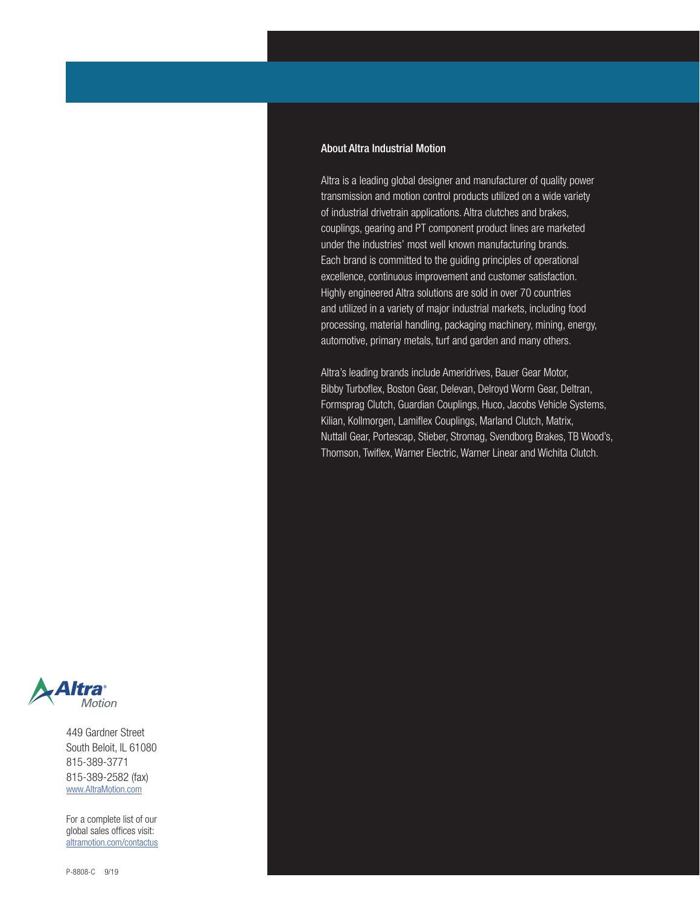## About Altra Industrial Motion

Altra is a leading global designer and manufacturer of quality power transmission and motion control products utilized on a wide variety of industrial drivetrain applications. Altra clutches and brakes, couplings, gearing and PT component product lines are marketed under the industries' most well known manufacturing brands. Each brand is committed to the guiding principles of operational excellence, continuous improvement and customer satisfaction. Highly engineered Altra solutions are sold in over 70 countries and utilized in a variety of major industrial markets, including food processing, material handling, packaging machinery, mining, energy, automotive, primary metals, turf and garden and many others.

Altra's leading brands include Ameridrives, Bauer Gear Motor, Bibby Turboflex, Boston Gear, Delevan, Delroyd Worm Gear, Deltran, Formsprag Clutch, Guardian Couplings, Huco, Jacobs Vehicle Systems, Kilian, Kollmorgen, Lamiflex Couplings, Marland Clutch, Matrix, Nuttall Gear, Portescap, Stieber, Stromag, Svendborg Brakes, TB Wood's, Thomson, Twiflex, Warner Electric, Warner Linear and Wichita Clutch.

Altra® Motion

449 Gardner Street
South Beloit, IL 61080
815-389-3771
815-389-2582 (fax)
www.AltraMotion.com

For a complete list of our global sales offices visit:
altramotion.com/contactus

P-8808-C 9/19